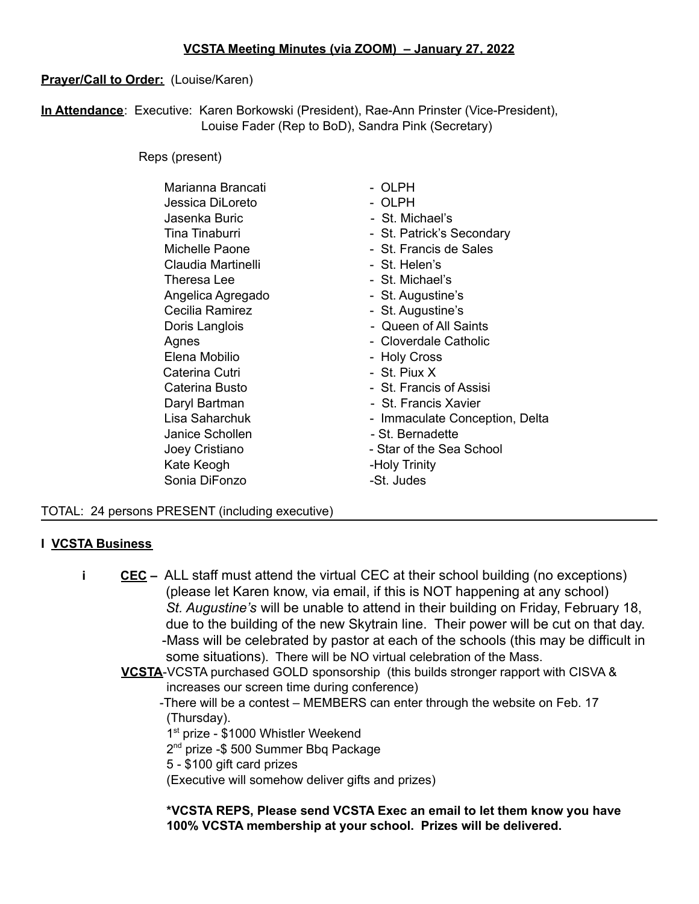**VCSTA Meeting Minutes (via ZOOM) – January 27, 2022**

**Prayer/Call to Order:** (Louise/Karen)

**In Attendance**: Executive: Karen Borkowski (President), Rae-Ann Prinster (Vice-President), Louise Fader (Rep to BoD), Sandra Pink (Secretary)

Reps (present)

| | |
|---|---|
| Marianna Brancati | - OLPH |
| Jessica DiLoreto | - OLPH |
| Jasenka Buric | - St. Michael's |
| Tina Tinaburri | - St. Patrick's Secondary |
| Michelle Paone | - St. Francis de Sales |
| Claudia Martinelli | - St. Helen's |
| Theresa Lee | - St. Michael's |
| Angelica Agregado | - St. Augustine's |
| Cecilia Ramirez | - St. Augustine's |
| Doris Langlois | - Queen of All Saints |
| Agnes | - Cloverdale Catholic |
| Elena Mobilio | - Holy Cross |
| Caterina Cutri | - St. Piux X |
| Caterina Busto | - St. Francis of Assisi |
| Daryl Bartman | - St. Francis Xavier |
| Lisa Saharchuk | - Immaculate Conception, Delta |
| Janice Schollen | - St. Bernadette |
| Joey Cristiano | - Star of the Sea School |
| Kate Keogh | -Holy Trinity |
| Sonia DiFonzo | -St. Judes |

TOTAL: 24 persons PRESENT (including executive)

---

**I VCSTA Business**

i **CEC** – ALL staff must attend the virtual CEC at their school building (no exceptions) (please let Karen know, via email, if this is NOT happening at any school) *St. Augustine's* will be unable to attend in their building on Friday, February 18, due to the building of the new Skytrain line. Their power will be cut on that day.
-Mass will be celebrated by pastor at each of the schools (this may be difficult in some situations). There will be NO virtual celebration of the Mass.

**VCSTA**-VCSTA purchased GOLD sponsorship (this builds stronger rapport with CISVA & increases our screen time during conference)
-There will be a contest – MEMBERS can enter through the website on Feb. 17 (Thursday).
1st prize - $1000 Whistler Weekend
2nd prize -$ 500 Summer Bbq Package
5 - $100 gift card prizes
(Executive will somehow deliver gifts and prizes)

**\*VCSTA REPS, Please send VCSTA Exec an email to let them know you have 100% VCSTA membership at your school. Prizes will be delivered.**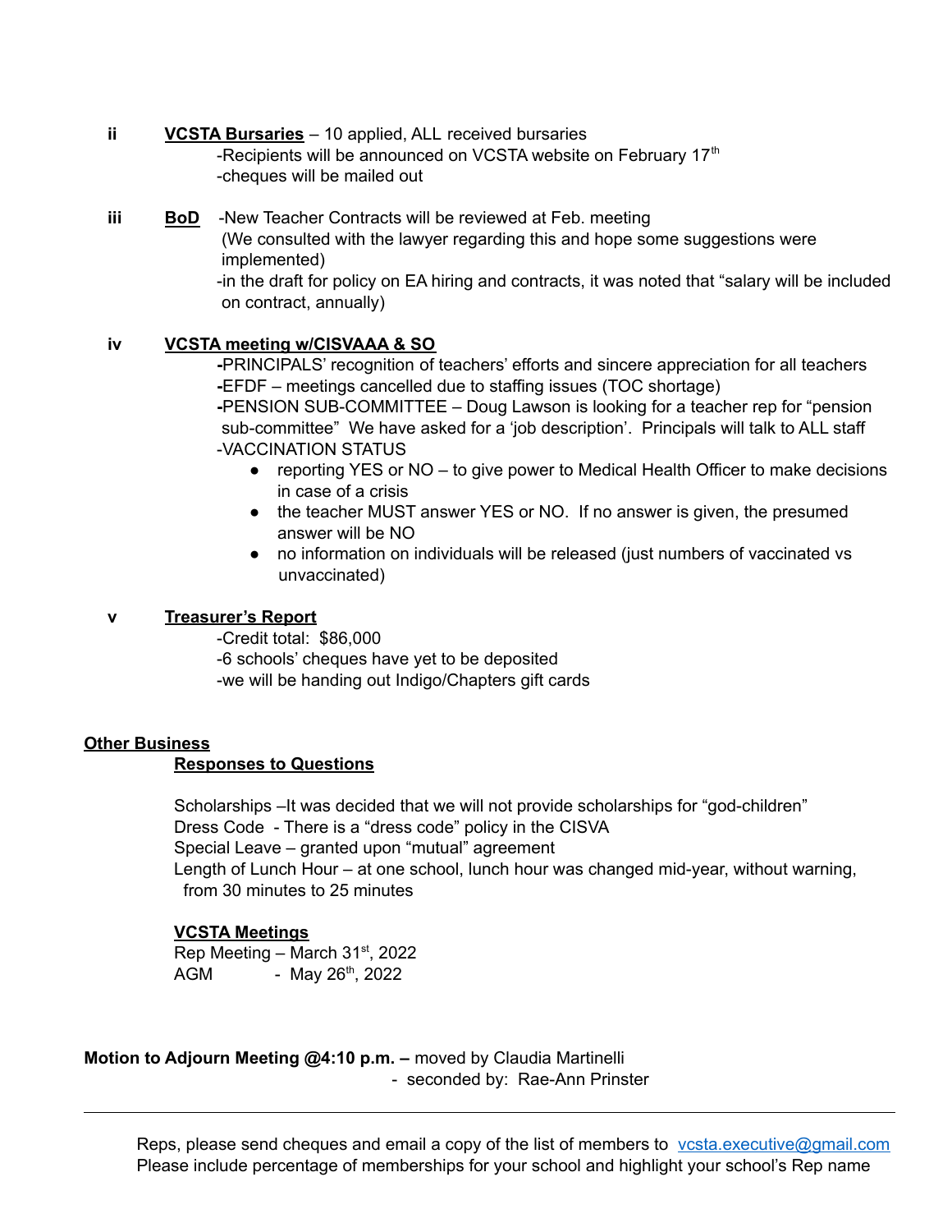**ii** **VCSTA Bursaries** – 10 applied, ALL received bursaries

- Recipients will be announced on VCSTA website on February 17th
- cheques will be mailed out

**iii** **BoD**

- New Teacher Contracts will be reviewed at Feb. meeting (We consulted with the lawyer regarding this and hope some suggestions were implemented)
- in the draft for policy on EA hiring and contracts, it was noted that “salary will be included on contract, annually)

**iv** **VCSTA meeting w/CISVAAA & SO**

- **PRINCIPALS’** recognition of teachers’ efforts and sincere appreciation for all teachers
- EFDF – meetings cancelled due to staffing issues (TOC shortage)
- PENSION SUB-COMMITTEE – Doug Lawson is looking for a teacher rep for “pension sub-committee” We have asked for a ‘job description’. Principals will talk to ALL staff
- VACCINATION STATUS
  - reporting YES or NO – to give power to Medical Health Officer to make decisions in case of a crisis
  - the teacher MUST answer YES or NO. If no answer is given, the presumed answer will be NO
  - no information on individuals will be released (just numbers of vaccinated vs unvaccinated)

**v** **Treasurer’s Report**

- Credit total: $86,000
- 6 schools’ cheques have yet to be deposited
- we will be handing out Indigo/Chapters gift cards

## Other Business

### Responses to Questions

Scholarships –It was decided that we will not provide scholarships for “god-children”
Dress Code - There is a “dress code” policy in the CISVA
Special Leave – granted upon “mutual” agreement
Length of Lunch Hour – at one school, lunch hour was changed mid-year, without warning, from 30 minutes to 25 minutes

### VCSTA Meetings

Rep Meeting – March 31st, 2022
AGM - May 26th, 2022

**Motion to Adjourn Meeting @4:10 p.m. –** moved by Claudia Martinelli
- seconded by: Rae-Ann Prinster

---

Reps, please send cheques and email a copy of the list of members to vcsta.executive@gmail.com
Please include percentage of memberships for your school and highlight your school’s Rep name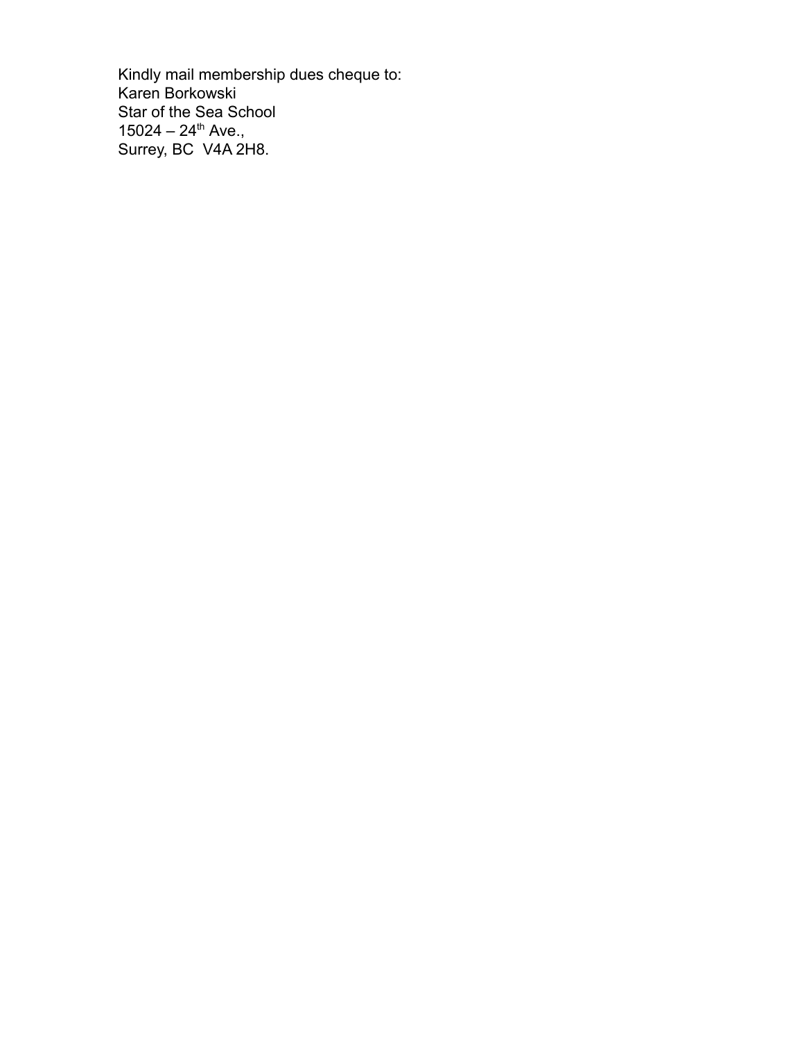Kindly mail membership dues cheque to:
Karen Borkowski
Star of the Sea School
15024 – 24th Ave.,
Surrey, BC  V4A 2H8.